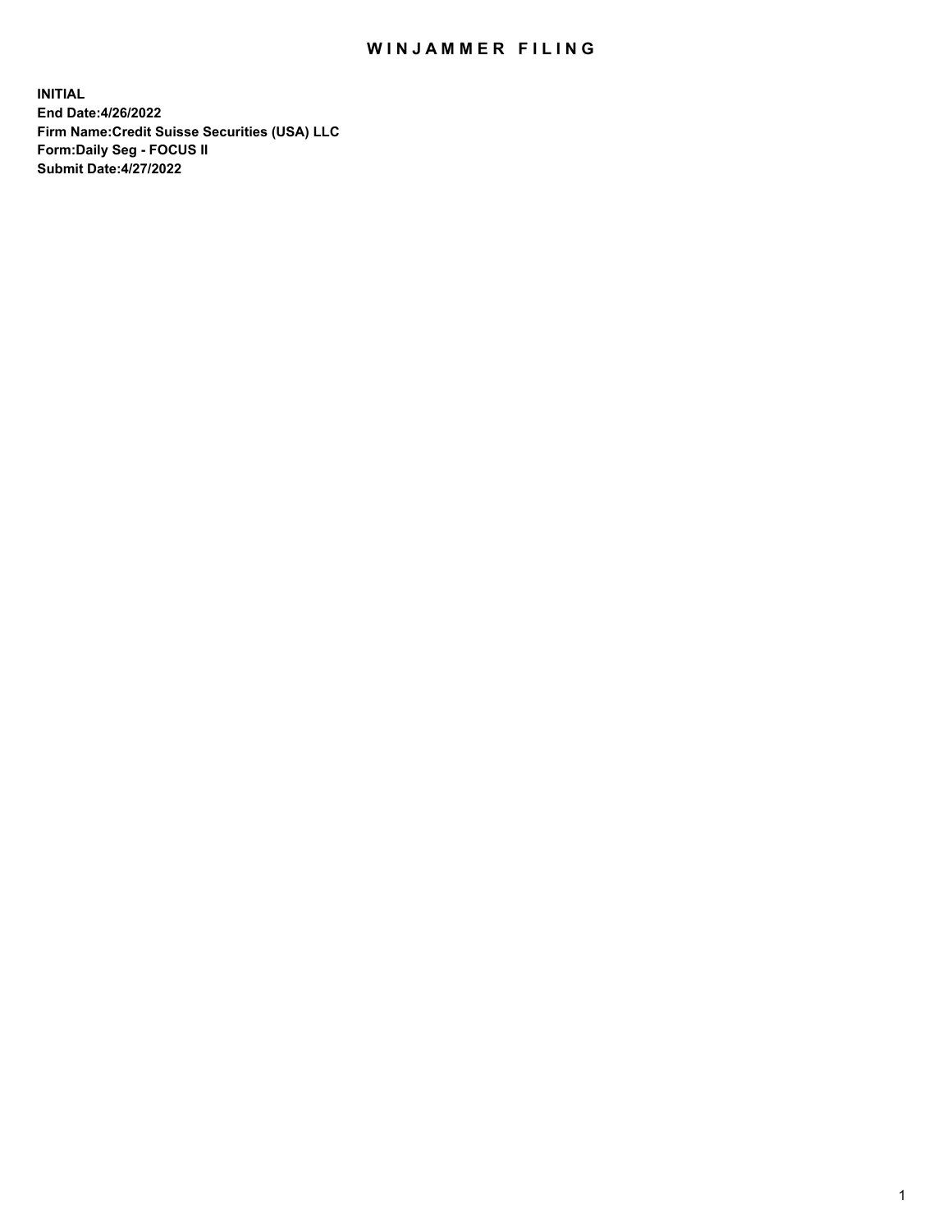# WINJAMMER FILING

**INITIAL**
**End Date:4/26/2022**
**Firm Name:Credit Suisse Securities (USA) LLC**
**Form:Daily Seg - FOCUS II**
**Submit Date:4/27/2022**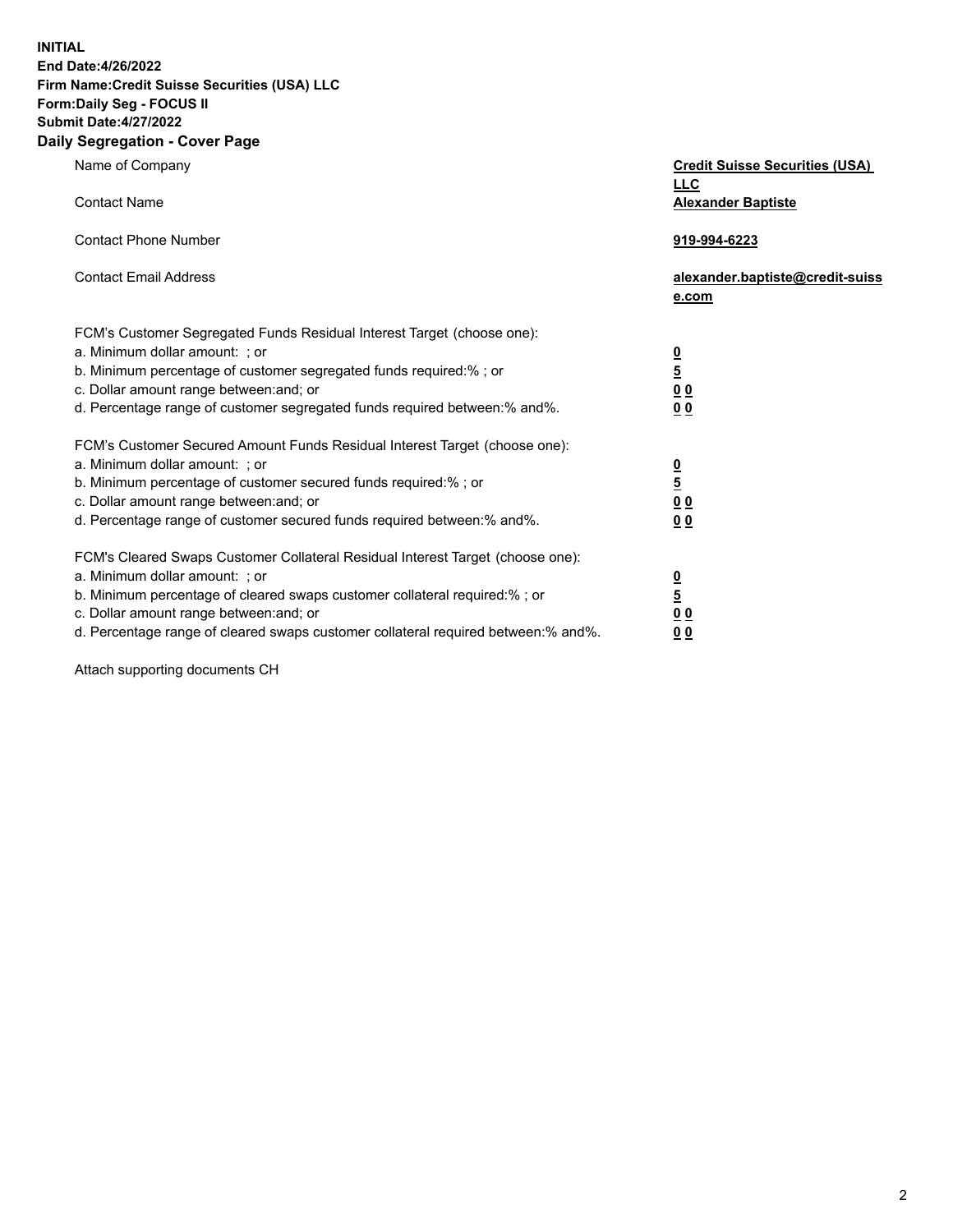**INITIAL**
**End Date:4/26/2022**
**Firm Name:Credit Suisse Securities (USA) LLC**
**Form:Daily Seg - FOCUS II**
**Submit Date:4/27/2022**

## Daily Segregation - Cover Page

| | |
|---|---|
| Name of Company | **Credit Suisse Securities (USA) LLC** |
| Contact Name | **Alexander Baptiste** |
| Contact Phone Number | **919-994-6223** |
| Contact Email Address | **alexander.baptiste@credit-suisse.com** |

FCM's Customer Segregated Funds Residual Interest Target (choose one):

| | |
|---|---|
| a. Minimum dollar amount: ; or | **0** |
| b. Minimum percentage of customer segregated funds required:% ; or | **5** |
| c. Dollar amount range between:and; or | **0 0** |
| d. Percentage range of customer segregated funds required between:% and%. | **0 0** |

FCM's Customer Secured Amount Funds Residual Interest Target (choose one):

| | |
|---|---|
| a. Minimum dollar amount: ; or | **0** |
| b. Minimum percentage of customer secured funds required:% ; or | **5** |
| c. Dollar amount range between:and; or | **0 0** |
| d. Percentage range of customer secured funds required between:% and%. | **0 0** |

FCM's Cleared Swaps Customer Collateral Residual Interest Target (choose one):

| | |
|---|---|
| a. Minimum dollar amount: ; or | **0** |
| b. Minimum percentage of cleared swaps customer collateral required:% ; or | **5** |
| c. Dollar amount range between:and; or | **0 0** |
| d. Percentage range of cleared swaps customer collateral required between:% and%. | **0 0** |

Attach supporting documents CH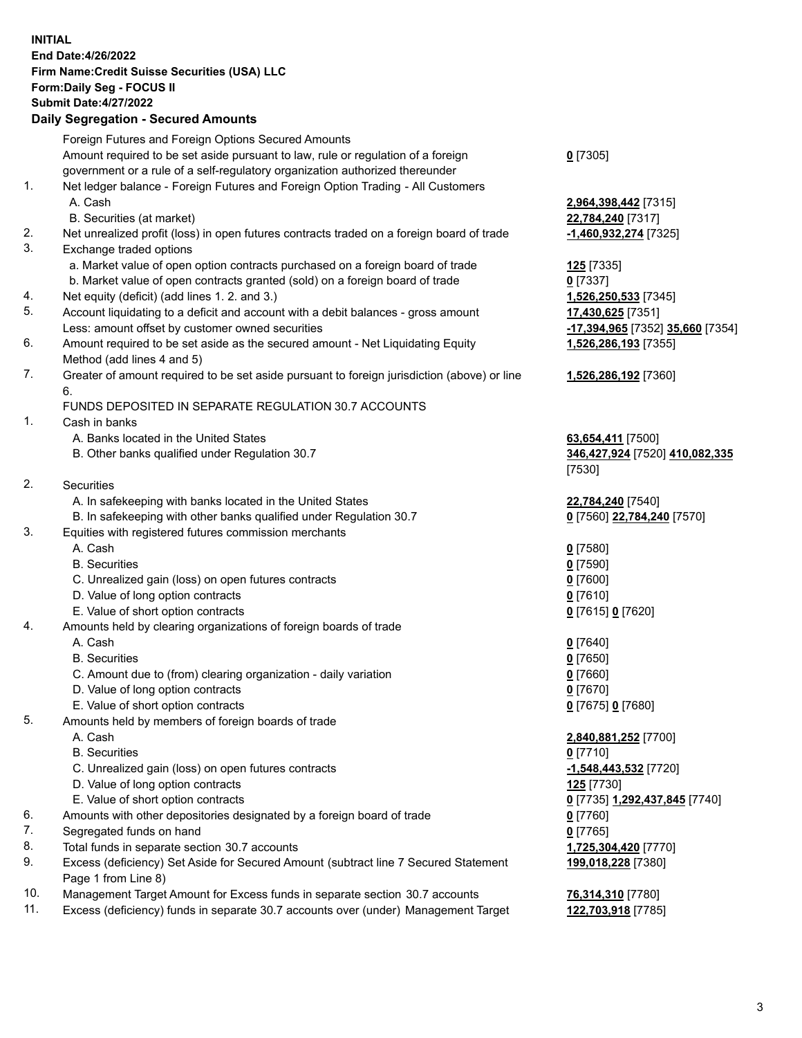**INITIAL**
**End Date:4/26/2022**
**Firm Name:Credit Suisse Securities (USA) LLC**
**Form:Daily Seg - FOCUS II**
**Submit Date:4/27/2022**

**Daily Segregation - Secured Amounts**

| | | |
|---|---|---|
| | Foreign Futures and Foreign Options Secured Amounts | |
| | Amount required to be set aside pursuant to law, rule or regulation of a foreign government or a rule of a self-regulatory organization authorized thereunder | **0** [7305] |
| 1. | Net ledger balance - Foreign Futures and Foreign Option Trading - All Customers | |
| | A. Cash | **2,964,398,442** [7315] |
| | B. Securities (at market) | **22,784,240** [7317] |
| 2. | Net unrealized profit (loss) in open futures contracts traded on a foreign board of trade | **-1,460,932,274** [7325] |
| 3. | Exchange traded options | |
| | a. Market value of open option contracts purchased on a foreign board of trade | **125** [7335] |
| | b. Market value of open contracts granted (sold) on a foreign board of trade | **0** [7337] |
| 4. | Net equity (deficit) (add lines 1. 2. and 3.) | **1,526,250,533** [7345] |
| 5. | Account liquidating to a deficit and account with a debit balances - gross amount | **17,430,625** [7351] |
| | Less: amount offset by customer owned securities | **-17,394,965** [7352] **35,660** [7354] |
| 6. | Amount required to be set aside as the secured amount - Net Liquidating Equity Method (add lines 4 and 5) | **1,526,286,193** [7355] |
| 7. | Greater of amount required to be set aside pursuant to foreign jurisdiction (above) or line 6. | **1,526,286,192** [7360] |
| | FUNDS DEPOSITED IN SEPARATE REGULATION 30.7 ACCOUNTS | |
| 1. | Cash in banks | |
| | A. Banks located in the United States | **63,654,411** [7500] |
| | B. Other banks qualified under Regulation 30.7 | **346,427,924** [7520] **410,082,335** [7530] |
| 2. | Securities | |
| | A. In safekeeping with banks located in the United States | **22,784,240** [7540] |
| | B. In safekeeping with other banks qualified under Regulation 30.7 | **0** [7560] **22,784,240** [7570] |
| 3. | Equities with registered futures commission merchants | |
| | A. Cash | **0** [7580] |
| | B. Securities | **0** [7590] |
| | C. Unrealized gain (loss) on open futures contracts | **0** [7600] |
| | D. Value of long option contracts | **0** [7610] |
| | E. Value of short option contracts | **0** [7615] **0** [7620] |
| 4. | Amounts held by clearing organizations of foreign boards of trade | |
| | A. Cash | **0** [7640] |
| | B. Securities | **0** [7650] |
| | C. Amount due to (from) clearing organization - daily variation | **0** [7660] |
| | D. Value of long option contracts | **0** [7670] |
| | E. Value of short option contracts | **0** [7675] **0** [7680] |
| 5. | Amounts held by members of foreign boards of trade | |
| | A. Cash | **2,840,881,252** [7700] |
| | B. Securities | **0** [7710] |
| | C. Unrealized gain (loss) on open futures contracts | **-1,548,443,532** [7720] |
| | D. Value of long option contracts | **125** [7730] |
| | E. Value of short option contracts | **0** [7735] **1,292,437,845** [7740] |
| 6. | Amounts with other depositories designated by a foreign board of trade | **0** [7760] |
| 7. | Segregated funds on hand | **0** [7765] |
| 8. | Total funds in separate section 30.7 accounts | **1,725,304,420** [7770] |
| 9. | Excess (deficiency) Set Aside for Secured Amount (subtract line 7 Secured Statement Page 1 from Line 8) | **199,018,228** [7380] |
| 10. | Management Target Amount for Excess funds in separate section 30.7 accounts | **76,314,310** [7780] |
| 11. | Excess (deficiency) funds in separate 30.7 accounts over (under) Management Target | **122,703,918** [7785] |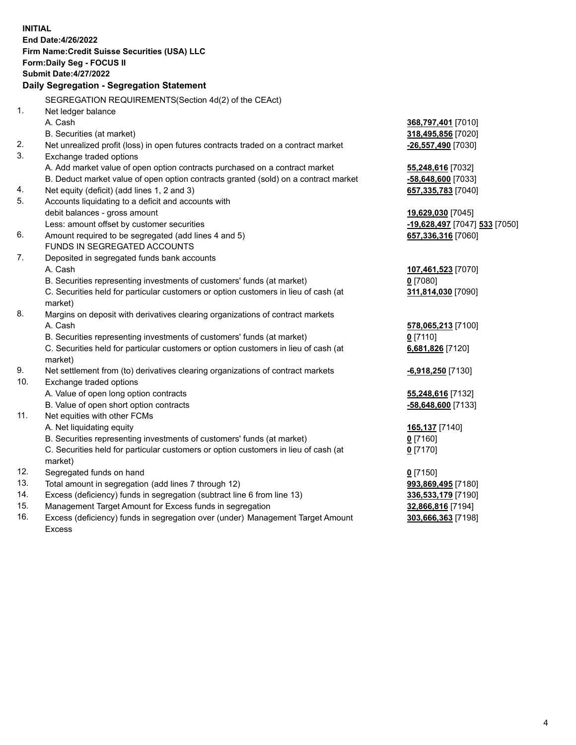**INITIAL**
**End Date:4/26/2022**
**Firm Name:Credit Suisse Securities (USA) LLC**
**Form:Daily Seg - FOCUS II**
**Submit Date:4/27/2022**

## Daily Segregation - Segregation Statement

| | | |
|---|---|---|
| | SEGREGATION REQUIREMENTS(Section 4d(2) of the CEAct) | |
| 1. | Net ledger balance | |
| | A. Cash | **368,797,401** [7010] |
| | B. Securities (at market) | **318,495,856** [7020] |
| 2. | Net unrealized profit (loss) in open futures contracts traded on a contract market | **-26,557,490** [7030] |
| 3. | Exchange traded options | |
| | A. Add market value of open option contracts purchased on a contract market | **55,248,616** [7032] |
| | B. Deduct market value of open option contracts granted (sold) on a contract market | **-58,648,600** [7033] |
| 4. | Net equity (deficit) (add lines 1, 2 and 3) | **657,335,783** [7040] |
| 5. | Accounts liquidating to a deficit and accounts with | |
| | debit balances - gross amount | **19,629,030** [7045] |
| | Less: amount offset by customer securities | **-19,628,497** [7047] **533** [7050] |
| 6. | Amount required to be segregated (add lines 4 and 5) | **657,336,316** [7060] |
| | FUNDS IN SEGREGATED ACCOUNTS | |
| 7. | Deposited in segregated funds bank accounts | |
| | A. Cash | **107,461,523** [7070] |
| | B. Securities representing investments of customers' funds (at market) | **0** [7080] |
| | C. Securities held for particular customers or option customers in lieu of cash (at market) | **311,814,030** [7090] |
| 8. | Margins on deposit with derivatives clearing organizations of contract markets | |
| | A. Cash | **578,065,213** [7100] |
| | B. Securities representing investments of customers' funds (at market) | **0** [7110] |
| | C. Securities held for particular customers or option customers in lieu of cash (at market) | **6,681,826** [7120] |
| 9. | Net settlement from (to) derivatives clearing organizations of contract markets | **-6,918,250** [7130] |
| 10. | Exchange traded options | |
| | A. Value of open long option contracts | **55,248,616** [7132] |
| | B. Value of open short option contracts | **-58,648,600** [7133] |
| 11. | Net equities with other FCMs | |
| | A. Net liquidating equity | **165,137** [7140] |
| | B. Securities representing investments of customers' funds (at market) | **0** [7160] |
| | C. Securities held for particular customers or option customers in lieu of cash (at market) | **0** [7170] |
| 12. | Segregated funds on hand | **0** [7150] |
| 13. | Total amount in segregation (add lines 7 through 12) | **993,869,495** [7180] |
| 14. | Excess (deficiency) funds in segregation (subtract line 6 from line 13) | **336,533,179** [7190] |
| 15. | Management Target Amount for Excess funds in segregation | **32,866,816** [7194] |
| 16. | Excess (deficiency) funds in segregation over (under) Management Target Amount Excess | **303,666,363** [7198] |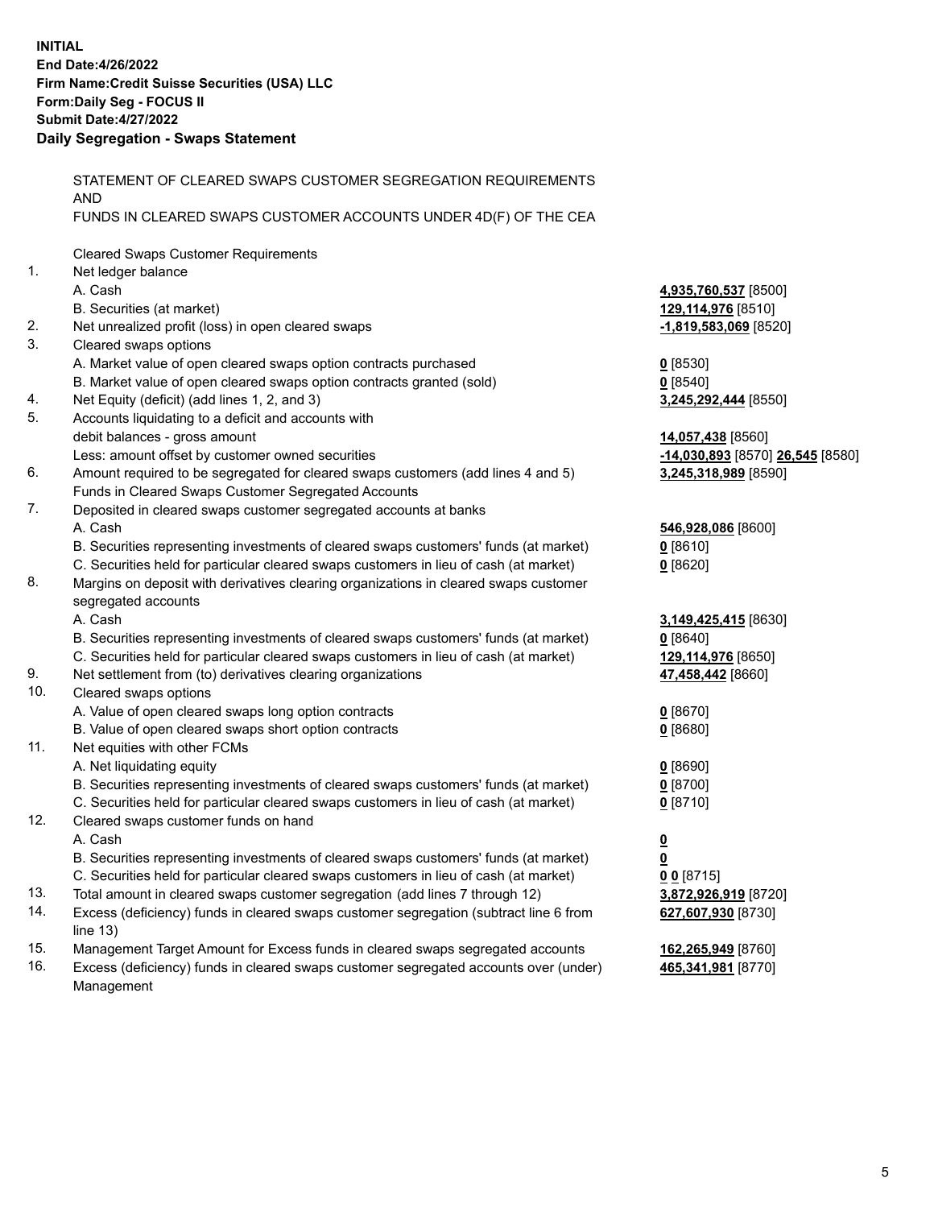**INITIAL**
**End Date:4/26/2022**
**Firm Name:Credit Suisse Securities (USA) LLC**
**Form:Daily Seg - FOCUS II**
**Submit Date:4/27/2022**
**Daily Segregation - Swaps Statement**

STATEMENT OF CLEARED SWAPS CUSTOMER SEGREGATION REQUIREMENTS AND
FUNDS IN CLEARED SWAPS CUSTOMER ACCOUNTS UNDER 4D(F) OF THE CEA

| | | |
|---|---|---|
| | Cleared Swaps Customer Requirements | |
| 1. | Net ledger balance | |
| | A. Cash | **4,935,760,537** [8500] |
| | B. Securities (at market) | **129,114,976** [8510] |
| 2. | Net unrealized profit (loss) in open cleared swaps | **-1,819,583,069** [8520] |
| 3. | Cleared swaps options | |
| | A. Market value of open cleared swaps option contracts purchased | **0** [8530] |
| | B. Market value of open cleared swaps option contracts granted (sold) | **0** [8540] |
| 4. | Net Equity (deficit) (add lines 1, 2, and 3) | **3,245,292,444** [8550] |
| 5. | Accounts liquidating to a deficit and accounts with debit balances - gross amount | **14,057,438** [8560] |
| | Less: amount offset by customer owned securities | **-14,030,893** [8570] **26,545** [8580] |
| 6. | Amount required to be segregated for cleared swaps customers (add lines 4 and 5) | **3,245,318,989** [8590] |
| | Funds in Cleared Swaps Customer Segregated Accounts | |
| 7. | Deposited in cleared swaps customer segregated accounts at banks | |
| | A. Cash | **546,928,086** [8600] |
| | B. Securities representing investments of cleared swaps customers' funds (at market) | **0** [8610] |
| | C. Securities held for particular cleared swaps customers in lieu of cash (at market) | **0** [8620] |
| 8. | Margins on deposit with derivatives clearing organizations in cleared swaps customer segregated accounts | |
| | A. Cash | **3,149,425,415** [8630] |
| | B. Securities representing investments of cleared swaps customers' funds (at market) | **0** [8640] |
| | C. Securities held for particular cleared swaps customers in lieu of cash (at market) | **129,114,976** [8650] |
| 9. | Net settlement from (to) derivatives clearing organizations | **47,458,442** [8660] |
| 10. | Cleared swaps options | |
| | A. Value of open cleared swaps long option contracts | **0** [8670] |
| | B. Value of open cleared swaps short option contracts | **0** [8680] |
| 11. | Net equities with other FCMs | |
| | A. Net liquidating equity | **0** [8690] |
| | B. Securities representing investments of cleared swaps customers' funds (at market) | **0** [8700] |
| | C. Securities held for particular cleared swaps customers in lieu of cash (at market) | **0** [8710] |
| 12. | Cleared swaps customer funds on hand | |
| | A. Cash | **0** |
| | B. Securities representing investments of cleared swaps customers' funds (at market) | **0** |
| | C. Securities held for particular cleared swaps customers in lieu of cash (at market) | **0** **0** [8715] |
| 13. | Total amount in cleared swaps customer segregation (add lines 7 through 12) | **3,872,926,919** [8720] |
| 14. | Excess (deficiency) funds in cleared swaps customer segregation (subtract line 6 from line 13) | **627,607,930** [8730] |
| 15. | Management Target Amount for Excess funds in cleared swaps segregated accounts | **162,265,949** [8760] |
| 16. | Excess (deficiency) funds in cleared swaps customer segregated accounts over (under) Management | **465,341,981** [8770] |